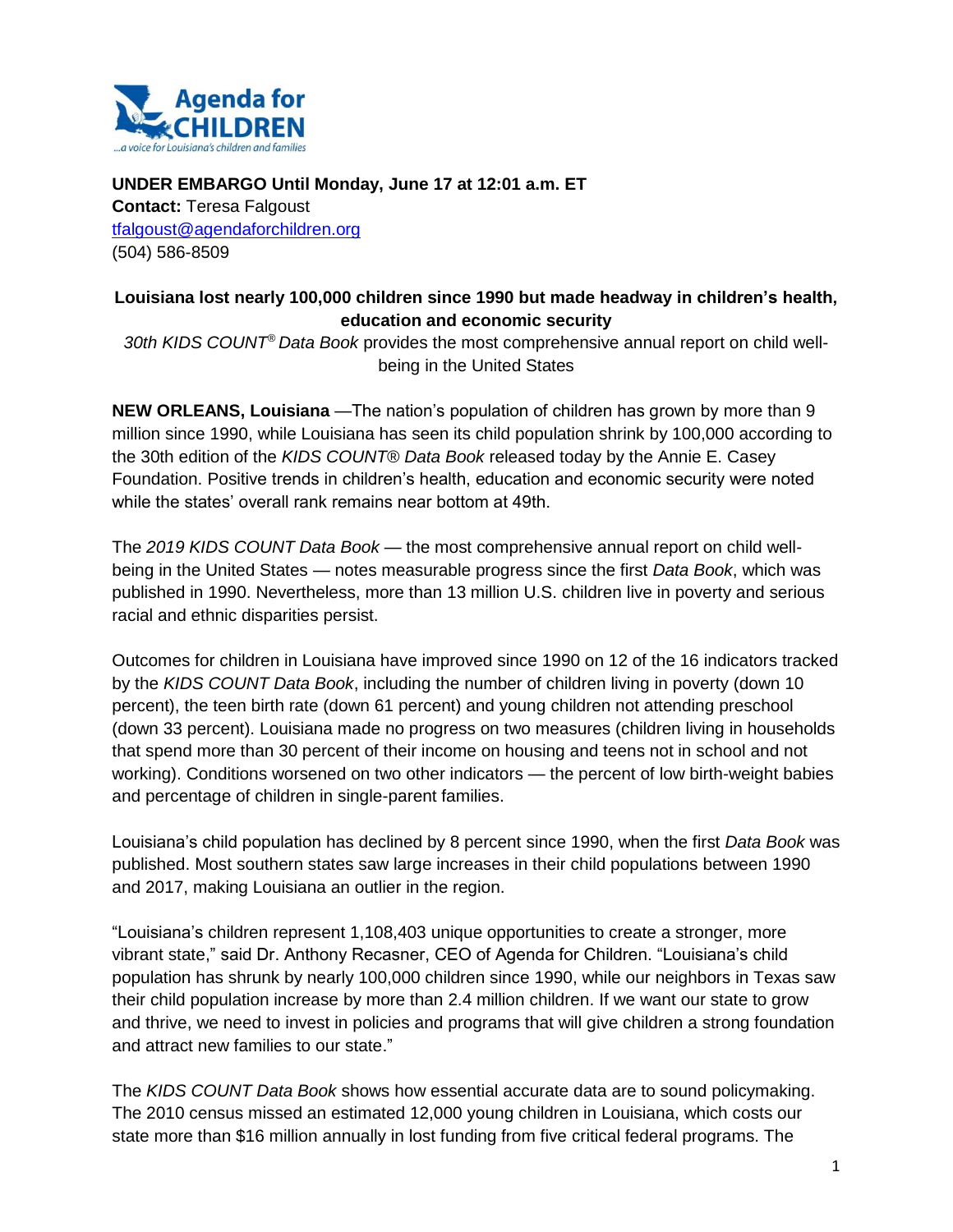**UNDER EMBARGO Until Monday, June 17 at 12:01 a.m. ET**
**Contact:** Teresa Falgoust
tfalgoust@agendaforchildren.org
(504) 586-8509

**Louisiana lost nearly 100,000 children since 1990 but made headway in children's health, education and economic security**

*30th KIDS COUNT® Data Book* provides the most comprehensive annual report on child well-being in the United States

**NEW ORLEANS, Louisiana** —The nation's population of children has grown by more than 9 million since 1990, while Louisiana has seen its child population shrink by 100,000 according to the 30th edition of the *KIDS COUNT® Data Book* released today by the Annie E. Casey Foundation. Positive trends in children's health, education and economic security were noted while the states' overall rank remains near bottom at 49th.

The *2019 KIDS COUNT Data Book* — the most comprehensive annual report on child well-being in the United States — notes measurable progress since the first *Data Book*, which was published in 1990. Nevertheless, more than 13 million U.S. children live in poverty and serious racial and ethnic disparities persist.

Outcomes for children in Louisiana have improved since 1990 on 12 of the 16 indicators tracked by the *KIDS COUNT Data Book*, including the number of children living in poverty (down 10 percent), the teen birth rate (down 61 percent) and young children not attending preschool (down 33 percent). Louisiana made no progress on two measures (children living in households that spend more than 30 percent of their income on housing and teens not in school and not working). Conditions worsened on two other indicators — the percent of low birth-weight babies and percentage of children in single-parent families.

Louisiana's child population has declined by 8 percent since 1990, when the first *Data Book* was published. Most southern states saw large increases in their child populations between 1990 and 2017, making Louisiana an outlier in the region.

"Louisiana's children represent 1,108,403 unique opportunities to create a stronger, more vibrant state," said Dr. Anthony Recasner, CEO of Agenda for Children. "Louisiana's child population has shrunk by nearly 100,000 children since 1990, while our neighbors in Texas saw their child population increase by more than 2.4 million children. If we want our state to grow and thrive, we need to invest in policies and programs that will give children a strong foundation and attract new families to our state."

The *KIDS COUNT Data Book* shows how essential accurate data are to sound policymaking. The 2010 census missed an estimated 12,000 young children in Louisiana, which costs our state more than $16 million annually in lost funding from five critical federal programs. The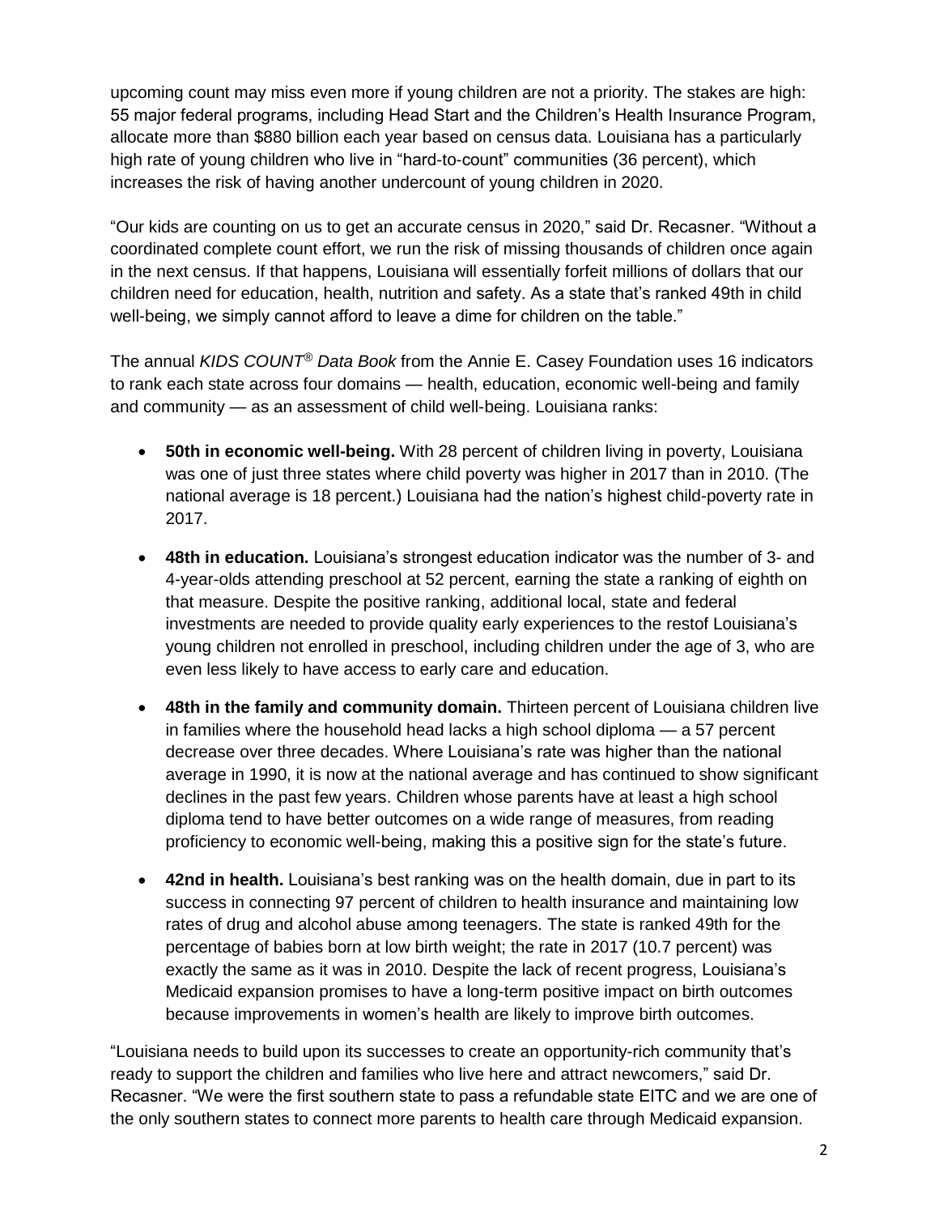upcoming count may miss even more if young children are not a priority. The stakes are high: 55 major federal programs, including Head Start and the Children's Health Insurance Program, allocate more than $880 billion each year based on census data. Louisiana has a particularly high rate of young children who live in "hard-to-count" communities (36 percent), which increases the risk of having another undercount of young children in 2020.

"Our kids are counting on us to get an accurate census in 2020," said Dr. Recasner. "Without a coordinated complete count effort, we run the risk of missing thousands of children once again in the next census. If that happens, Louisiana will essentially forfeit millions of dollars that our children need for education, health, nutrition and safety. As a state that's ranked 49th in child well-being, we simply cannot afford to leave a dime for children on the table."

The annual *KIDS COUNT® Data Book* from the Annie E. Casey Foundation uses 16 indicators to rank each state across four domains — health, education, economic well-being and family and community — as an assessment of child well-being. Louisiana ranks:

- **50th in economic well-being.** With 28 percent of children living in poverty, Louisiana was one of just three states where child poverty was higher in 2017 than in 2010. (The national average is 18 percent.) Louisiana had the nation's highest child-poverty rate in 2017.
- **48th in education.** Louisiana's strongest education indicator was the number of 3- and 4-year-olds attending preschool at 52 percent, earning the state a ranking of eighth on that measure. Despite the positive ranking, additional local, state and federal investments are needed to provide quality early experiences to the restof Louisiana's young children not enrolled in preschool, including children under the age of 3, who are even less likely to have access to early care and education.
- **48th in the family and community domain.** Thirteen percent of Louisiana children live in families where the household head lacks a high school diploma — a 57 percent decrease over three decades. Where Louisiana's rate was higher than the national average in 1990, it is now at the national average and has continued to show significant declines in the past few years. Children whose parents have at least a high school diploma tend to have better outcomes on a wide range of measures, from reading proficiency to economic well-being, making this a positive sign for the state's future.
- **42nd in health.** Louisiana's best ranking was on the health domain, due in part to its success in connecting 97 percent of children to health insurance and maintaining low rates of drug and alcohol abuse among teenagers. The state is ranked 49th for the percentage of babies born at low birth weight; the rate in 2017 (10.7 percent) was exactly the same as it was in 2010. Despite the lack of recent progress, Louisiana's Medicaid expansion promises to have a long-term positive impact on birth outcomes because improvements in women's health are likely to improve birth outcomes.

"Louisiana needs to build upon its successes to create an opportunity-rich community that's ready to support the children and families who live here and attract newcomers," said Dr. Recasner. "We were the first southern state to pass a refundable state EITC and we are one of the only southern states to connect more parents to health care through Medicaid expansion.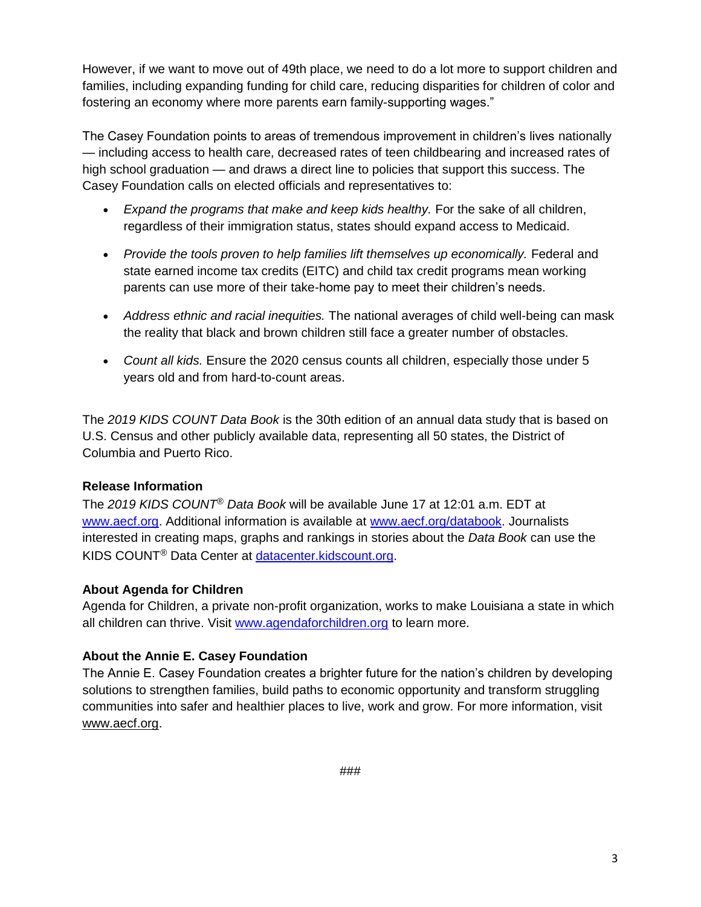However, if we want to move out of 49th place, we need to do a lot more to support children and families, including expanding funding for child care, reducing disparities for children of color and fostering an economy where more parents earn family-supporting wages."

The Casey Foundation points to areas of tremendous improvement in children's lives nationally — including access to health care, decreased rates of teen childbearing and increased rates of high school graduation — and draws a direct line to policies that support this success. The Casey Foundation calls on elected officials and representatives to:

- *Expand the programs that make and keep kids healthy.* For the sake of all children, regardless of their immigration status, states should expand access to Medicaid.
- *Provide the tools proven to help families lift themselves up economically.* Federal and state earned income tax credits (EITC) and child tax credit programs mean working parents can use more of their take-home pay to meet their children's needs.
- *Address ethnic and racial inequities.* The national averages of child well-being can mask the reality that black and brown children still face a greater number of obstacles.
- *Count all kids.* Ensure the 2020 census counts all children, especially those under 5 years old and from hard-to-count areas.

The *2019 KIDS COUNT Data Book* is the 30th edition of an annual data study that is based on U.S. Census and other publicly available data, representing all 50 states, the District of Columbia and Puerto Rico.

**Release Information**

The *2019 KIDS COUNT® Data Book* will be available June 17 at 12:01 a.m. EDT at www.aecf.org. Additional information is available at www.aecf.org/databook. Journalists interested in creating maps, graphs and rankings in stories about the *Data Book* can use the KIDS COUNT® Data Center at datacenter.kidscount.org.

**About Agenda for Children**

Agenda for Children, a private non-profit organization, works to make Louisiana a state in which all children can thrive. Visit www.agendaforchildren.org to learn more.

**About the Annie E. Casey Foundation**

The Annie E. Casey Foundation creates a brighter future for the nation's children by developing solutions to strengthen families, build paths to economic opportunity and transform struggling communities into safer and healthier places to live, work and grow. For more information, visit www.aecf.org.

###